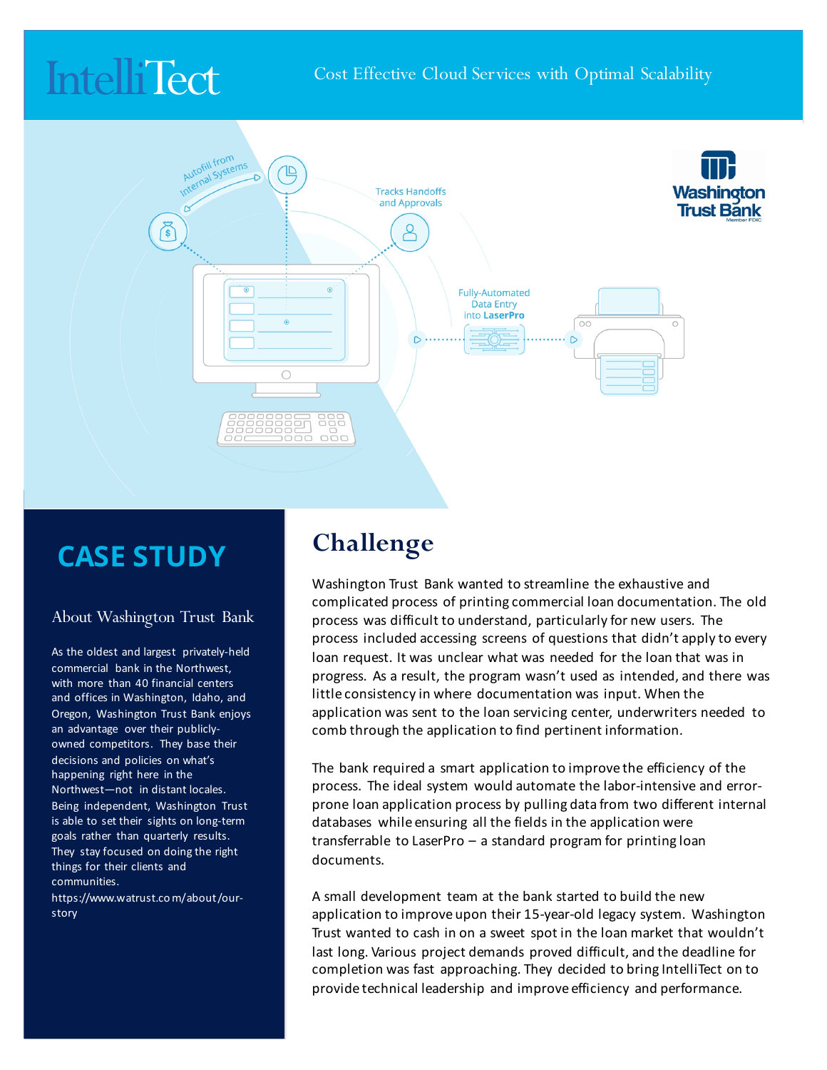# IntelliTect

Cost Effective Cloud Services with Optimal Scalability

Autofill from Internal Systems

Tracks Handoffs and Approvals

Fully-Automated Data Entry into **LaserPro**

Washington Trust Bank
Member FDIC

## CASE STUDY

### About Washington Trust Bank

As the oldest and largest privately-held commercial bank in the Northwest, with more than 40 financial centers and offices in Washington, Idaho, and Oregon, Washington Trust Bank enjoys an advantage over their publicly-owned competitors. They base their decisions and policies on what's happening right here in the Northwest—not in distant locales. Being independent, Washington Trust is able to set their sights on long-term goals rather than quarterly results. They stay focused on doing the right things for their clients and communities.
https://www.watrust.com/about/our-story

## Challenge

Washington Trust Bank wanted to streamline the exhaustive and complicated process of printing commercial loan documentation. The old process was difficult to understand, particularly for new users. The process included accessing screens of questions that didn't apply to every loan request. It was unclear what was needed for the loan that was in progress. As a result, the program wasn't used as intended, and there was little consistency in where documentation was input. When the application was sent to the loan servicing center, underwriters needed to comb through the application to find pertinent information.

The bank required a smart application to improve the efficiency of the process. The ideal system would automate the labor-intensive and error-prone loan application process by pulling data from two different internal databases while ensuring all the fields in the application were transferrable to LaserPro – a standard program for printing loan documents.

A small development team at the bank started to build the new application to improve upon their 15-year-old legacy system. Washington Trust wanted to cash in on a sweet spot in the loan market that wouldn't last long. Various project demands proved difficult, and the deadline for completion was fast approaching. They decided to bring IntelliTect on to provide technical leadership and improve efficiency and performance.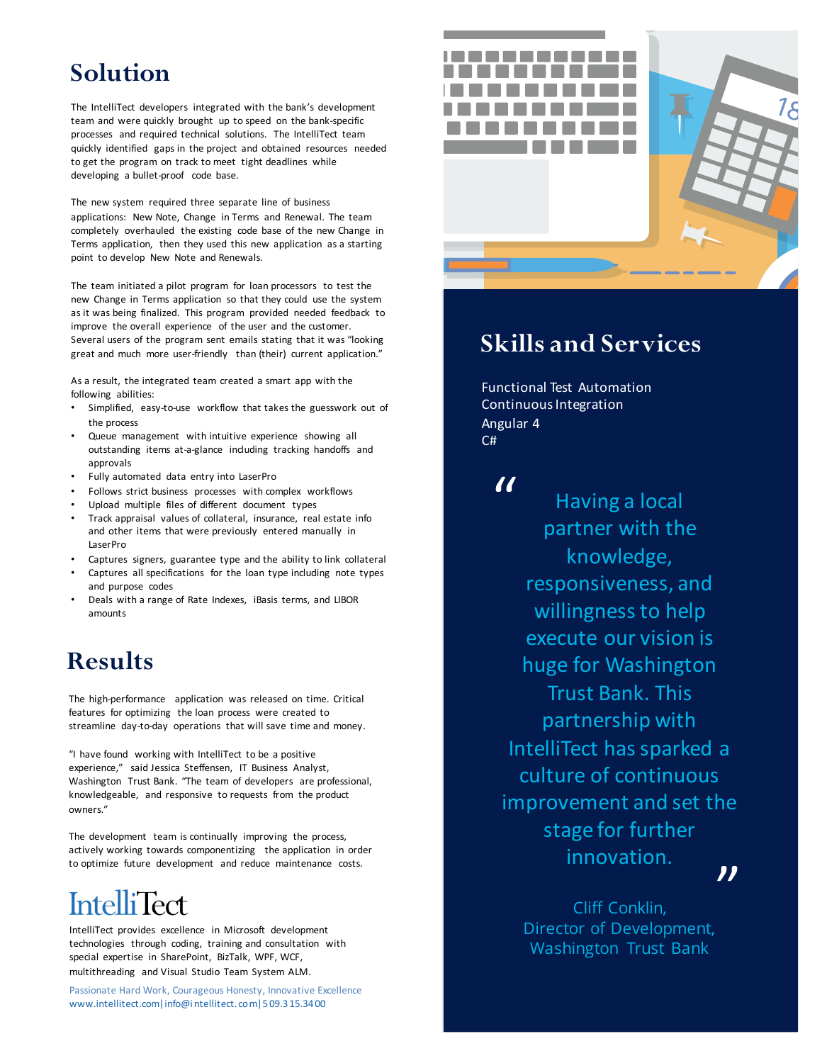## Solution

The IntelliTect developers integrated with the bank's development team and were quickly brought up to speed on the bank-specific processes and required technical solutions. The IntelliTect team quickly identified gaps in the project and obtained resources needed to get the program on track to meet tight deadlines while developing a bullet-proof code base.

The new system required three separate line of business applications: New Note, Change in Terms and Renewal. The team completely overhauled the existing code base of the new Change in Terms application, then they used this new application as a starting point to develop New Note and Renewals.

The team initiated a pilot program for loan processors to test the new Change in Terms application so that they could use the system as it was being finalized. This program provided needed feedback to improve the overall experience of the user and the customer. Several users of the program sent emails stating that it was "looking great and much more user-friendly than (their) current application."

As a result, the integrated team created a smart app with the following abilities:

- Simplified, easy-to-use workflow that takes the guesswork out of the process
- Queue management with intuitive experience showing all outstanding items at-a-glance including tracking handoffs and approvals
- Fully automated data entry into LaserPro
- Follows strict business processes with complex workflows
- Upload multiple files of different document types
- Track appraisal values of collateral, insurance, real estate info and other items that were previously entered manually in LaserPro
- Captures signers, guarantee type and the ability to link collateral
- Captures all specifications for the loan type including note types and purpose codes
- Deals with a range of Rate Indexes, iBasis terms, and LIBOR amounts

## Results

The high-performance application was released on time. Critical features for optimizing the loan process were created to streamline day-to-day operations that will save time and money.

"I have found working with IntelliTect to be a positive experience," said Jessica Steffensen, IT Business Analyst, Washington Trust Bank. "The team of developers are professional, knowledgeable, and responsive to requests from the product owners."

The development team is continually improving the process, actively working towards componentizing the application in order to optimize future development and reduce maintenance costs.

**IntelliTect**

IntelliTect provides excellence in Microsoft development technologies through coding, training and consultation with special expertise in SharePoint, BizTalk, WPF, WCF, multithreading and Visual Studio Team System ALM.

Passionate Hard Work, Courageous Honesty, Innovative Excellence
www.intellitect.com | info@intellitect.com | 509.315.3400

## Skills and Services

Functional Test Automation
Continuous Integration
Angular 4
C#

> "Having a local partner with the knowledge, responsiveness, and willingness to help execute our vision is huge for Washington Trust Bank. This partnership with IntelliTect has sparked a culture of continuous improvement and set the stage for further innovation."
>
> Cliff Conklin,
> Director of Development,
> Washington Trust Bank